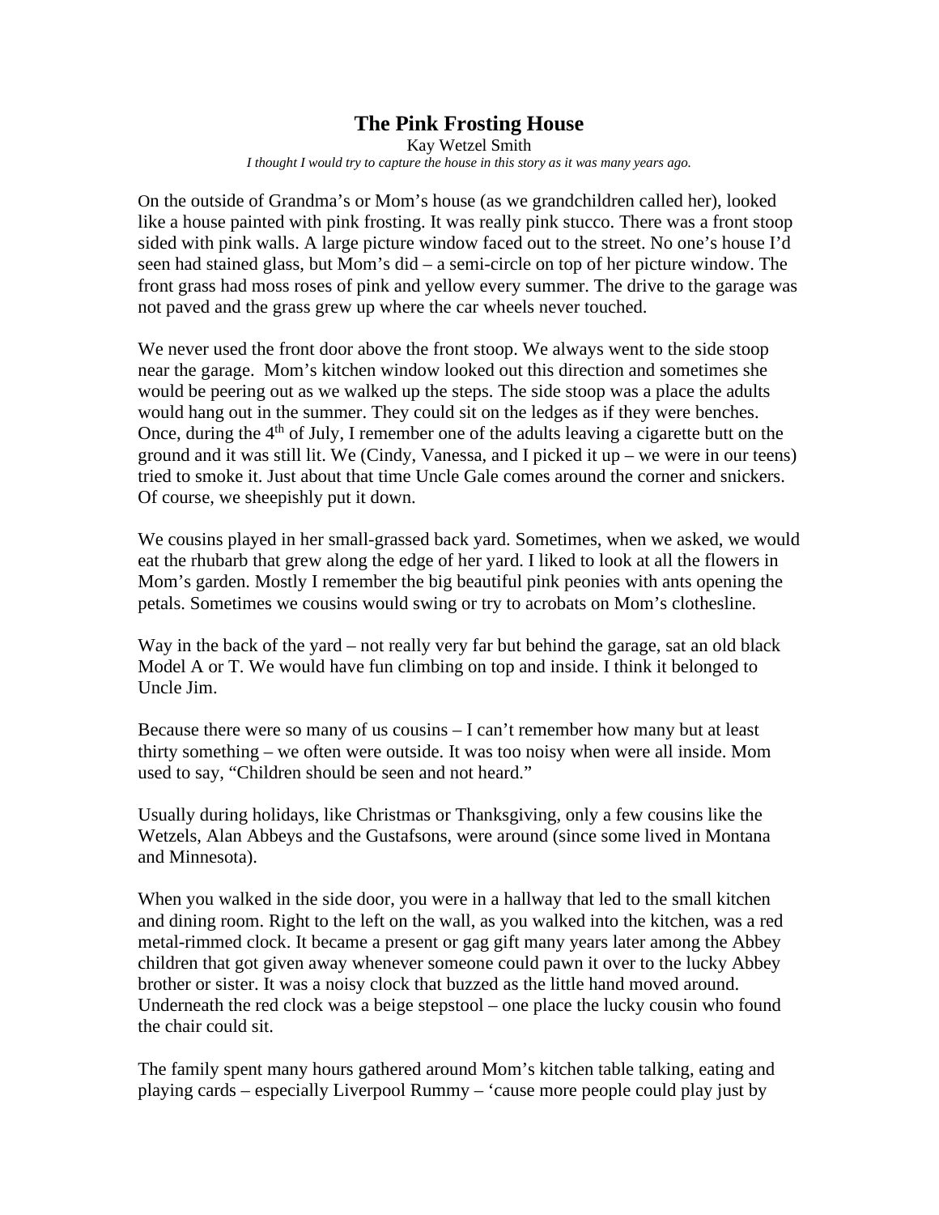# The Pink Frosting House

Kay Wetzel Smith

*I thought I would try to capture the house in this story as it was many years ago.*

On the outside of Grandma's or Mom's house (as we grandchildren called her), looked like a house painted with pink frosting. It was really pink stucco. There was a front stoop sided with pink walls. A large picture window faced out to the street. No one's house I'd seen had stained glass, but Mom's did – a semi-circle on top of her picture window. The front grass had moss roses of pink and yellow every summer. The drive to the garage was not paved and the grass grew up where the car wheels never touched.

We never used the front door above the front stoop. We always went to the side stoop near the garage. Mom's kitchen window looked out this direction and sometimes she would be peering out as we walked up the steps. The side stoop was a place the adults would hang out in the summer. They could sit on the ledges as if they were benches. Once, during the 4th of July, I remember one of the adults leaving a cigarette butt on the ground and it was still lit. We (Cindy, Vanessa, and I picked it up – we were in our teens) tried to smoke it. Just about that time Uncle Gale comes around the corner and snickers. Of course, we sheepishly put it down.

We cousins played in her small-grassed back yard. Sometimes, when we asked, we would eat the rhubarb that grew along the edge of her yard. I liked to look at all the flowers in Mom's garden. Mostly I remember the big beautiful pink peonies with ants opening the petals. Sometimes we cousins would swing or try to acrobats on Mom's clothesline.

Way in the back of the yard – not really very far but behind the garage, sat an old black Model A or T. We would have fun climbing on top and inside. I think it belonged to Uncle Jim.

Because there were so many of us cousins – I can't remember how many but at least thirty something – we often were outside. It was too noisy when were all inside. Mom used to say, "Children should be seen and not heard."

Usually during holidays, like Christmas or Thanksgiving, only a few cousins like the Wetzels, Alan Abbeys and the Gustafsons, were around (since some lived in Montana and Minnesota).

When you walked in the side door, you were in a hallway that led to the small kitchen and dining room. Right to the left on the wall, as you walked into the kitchen, was a red metal-rimmed clock. It became a present or gag gift many years later among the Abbey children that got given away whenever someone could pawn it over to the lucky Abbey brother or sister. It was a noisy clock that buzzed as the little hand moved around. Underneath the red clock was a beige stepstool – one place the lucky cousin who found the chair could sit.

The family spent many hours gathered around Mom's kitchen table talking, eating and playing cards – especially Liverpool Rummy – 'cause more people could play just by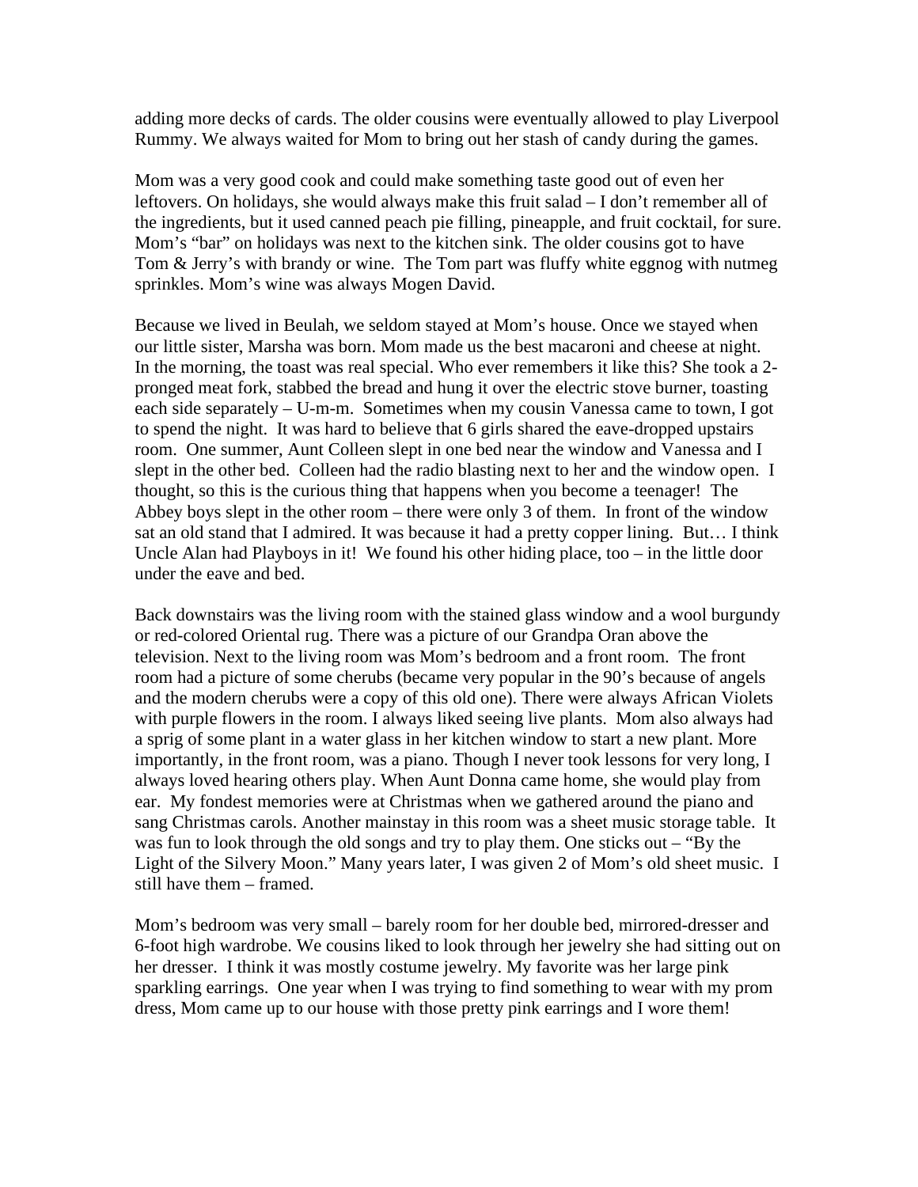adding more decks of cards. The older cousins were eventually allowed to play Liverpool Rummy. We always waited for Mom to bring out her stash of candy during the games.

Mom was a very good cook and could make something taste good out of even her leftovers. On holidays, she would always make this fruit salad – I don't remember all of the ingredients, but it used canned peach pie filling, pineapple, and fruit cocktail, for sure. Mom's "bar" on holidays was next to the kitchen sink. The older cousins got to have Tom & Jerry's with brandy or wine. The Tom part was fluffy white eggnog with nutmeg sprinkles. Mom's wine was always Mogen David.

Because we lived in Beulah, we seldom stayed at Mom's house. Once we stayed when our little sister, Marsha was born. Mom made us the best macaroni and cheese at night. In the morning, the toast was real special. Who ever remembers it like this? She took a 2-pronged meat fork, stabbed the bread and hung it over the electric stove burner, toasting each side separately – U-m-m. Sometimes when my cousin Vanessa came to town, I got to spend the night. It was hard to believe that 6 girls shared the eave-dropped upstairs room. One summer, Aunt Colleen slept in one bed near the window and Vanessa and I slept in the other bed. Colleen had the radio blasting next to her and the window open. I thought, so this is the curious thing that happens when you become a teenager! The Abbey boys slept in the other room – there were only 3 of them. In front of the window sat an old stand that I admired. It was because it had a pretty copper lining. But… I think Uncle Alan had Playboys in it! We found his other hiding place, too – in the little door under the eave and bed.

Back downstairs was the living room with the stained glass window and a wool burgundy or red-colored Oriental rug. There was a picture of our Grandpa Oran above the television. Next to the living room was Mom's bedroom and a front room. The front room had a picture of some cherubs (became very popular in the 90's because of angels and the modern cherubs were a copy of this old one). There were always African Violets with purple flowers in the room. I always liked seeing live plants. Mom also always had a sprig of some plant in a water glass in her kitchen window to start a new plant. More importantly, in the front room, was a piano. Though I never took lessons for very long, I always loved hearing others play. When Aunt Donna came home, she would play from ear. My fondest memories were at Christmas when we gathered around the piano and sang Christmas carols. Another mainstay in this room was a sheet music storage table. It was fun to look through the old songs and try to play them. One sticks out – "By the Light of the Silvery Moon." Many years later, I was given 2 of Mom's old sheet music. I still have them – framed.

Mom's bedroom was very small – barely room for her double bed, mirrored-dresser and 6-foot high wardrobe. We cousins liked to look through her jewelry she had sitting out on her dresser. I think it was mostly costume jewelry. My favorite was her large pink sparkling earrings. One year when I was trying to find something to wear with my prom dress, Mom came up to our house with those pretty pink earrings and I wore them!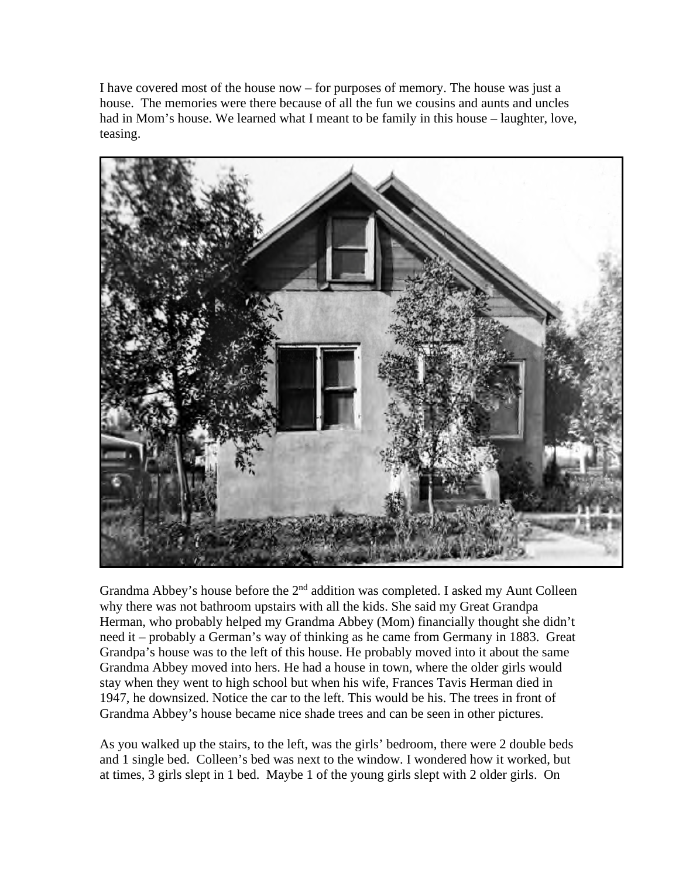I have covered most of the house now – for purposes of memory. The house was just a house. The memories were there because of all the fun we cousins and aunts and uncles had in Mom's house. We learned what I meant to be family in this house – laughter, love, teasing.

Grandma Abbey's house before the 2nd addition was completed. I asked my Aunt Colleen why there was not bathroom upstairs with all the kids. She said my Great Grandpa Herman, who probably helped my Grandma Abbey (Mom) financially thought she didn't need it – probably a German's way of thinking as he came from Germany in 1883. Great Grandpa's house was to the left of this house. He probably moved into it about the same Grandma Abbey moved into hers. He had a house in town, where the older girls would stay when they went to high school but when his wife, Frances Tavis Herman died in 1947, he downsized. Notice the car to the left. This would be his. The trees in front of Grandma Abbey's house became nice shade trees and can be seen in other pictures.

As you walked up the stairs, to the left, was the girls' bedroom, there were 2 double beds and 1 single bed. Colleen's bed was next to the window. I wondered how it worked, but at times, 3 girls slept in 1 bed. Maybe 1 of the young girls slept with 2 older girls. On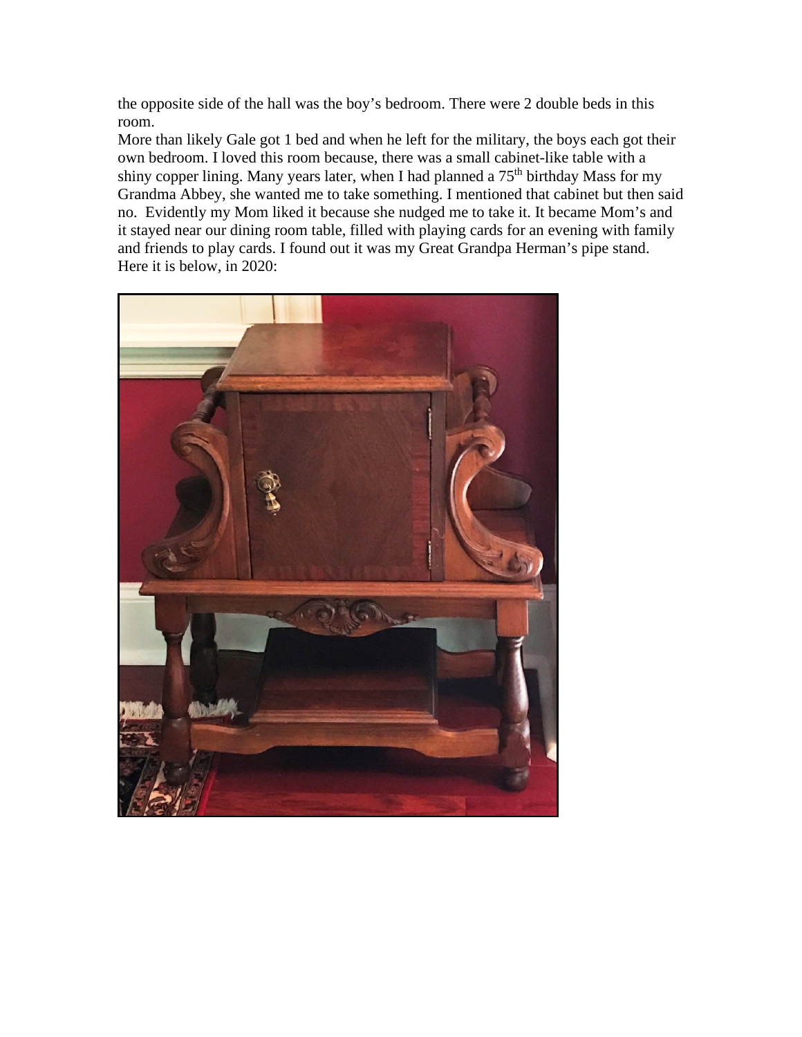the opposite side of the hall was the boy's bedroom. There were 2 double beds in this room.

More than likely Gale got 1 bed and when he left for the military, the boys each got their own bedroom. I loved this room because, there was a small cabinet-like table with a shiny copper lining. Many years later, when I had planned a 75th birthday Mass for my Grandma Abbey, she wanted me to take something. I mentioned that cabinet but then said no. Evidently my Mom liked it because she nudged me to take it. It became Mom's and it stayed near our dining room table, filled with playing cards for an evening with family and friends to play cards. I found out it was my Great Grandpa Herman's pipe stand. Here it is below, in 2020: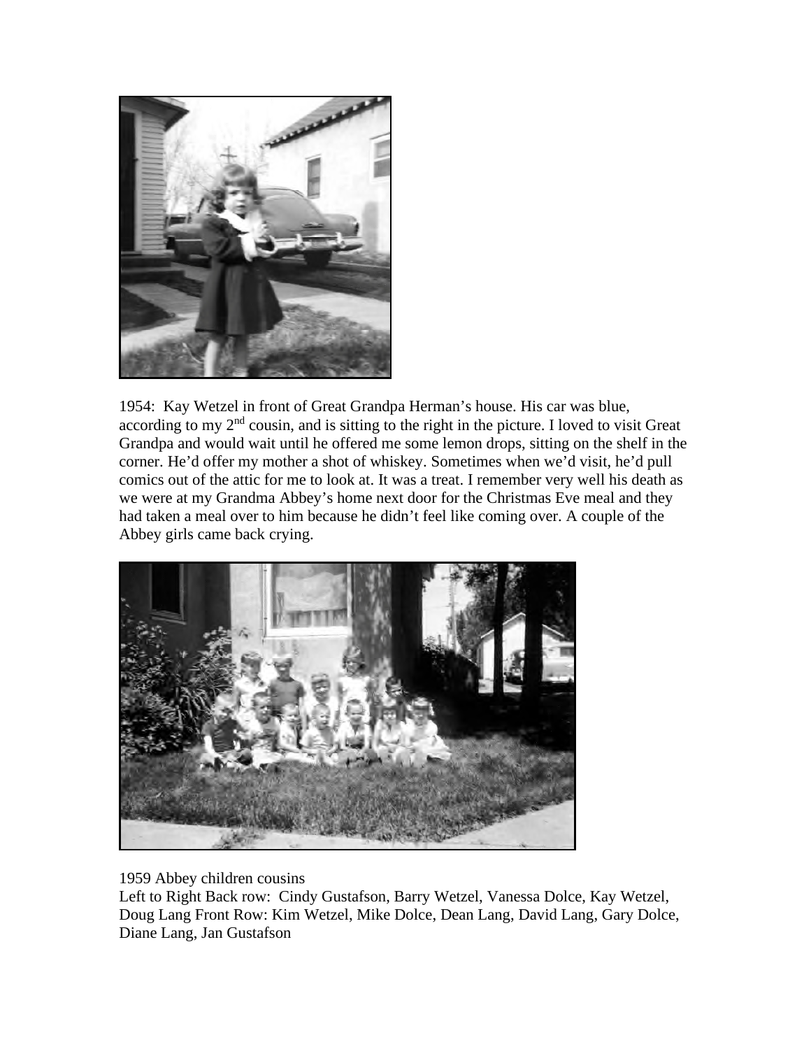1954: Kay Wetzel in front of Great Grandpa Herman's house. His car was blue, according to my 2nd cousin, and is sitting to the right in the picture. I loved to visit Great Grandpa and would wait until he offered me some lemon drops, sitting on the shelf in the corner. He'd offer my mother a shot of whiskey. Sometimes when we'd visit, he'd pull comics out of the attic for me to look at. It was a treat. I remember very well his death as we were at my Grandma Abbey's home next door for the Christmas Eve meal and they had taken a meal over to him because he didn't feel like coming over. A couple of the Abbey girls came back crying.

1959 Abbey children cousins
Left to Right Back row: Cindy Gustafson, Barry Wetzel, Vanessa Dolce, Kay Wetzel, Doug Lang Front Row: Kim Wetzel, Mike Dolce, Dean Lang, David Lang, Gary Dolce, Diane Lang, Jan Gustafson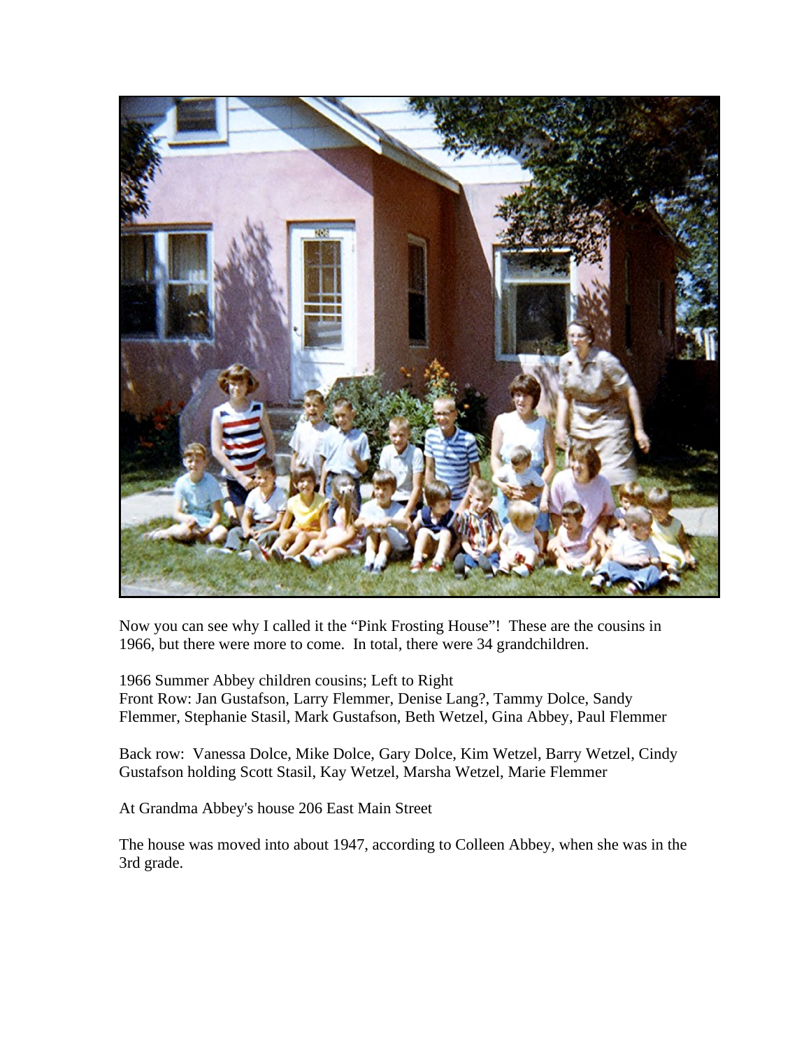Now you can see why I called it the "Pink Frosting House"! These are the cousins in 1966, but there were more to come. In total, there were 34 grandchildren.

1966 Summer Abbey children cousins; Left to Right
Front Row: Jan Gustafson, Larry Flemmer, Denise Lang?, Tammy Dolce, Sandy Flemmer, Stephanie Stasil, Mark Gustafson, Beth Wetzel, Gina Abbey, Paul Flemmer

Back row: Vanessa Dolce, Mike Dolce, Gary Dolce, Kim Wetzel, Barry Wetzel, Cindy Gustafson holding Scott Stasil, Kay Wetzel, Marsha Wetzel, Marie Flemmer

At Grandma Abbey's house 206 East Main Street

The house was moved into about 1947, according to Colleen Abbey, when she was in the 3rd grade.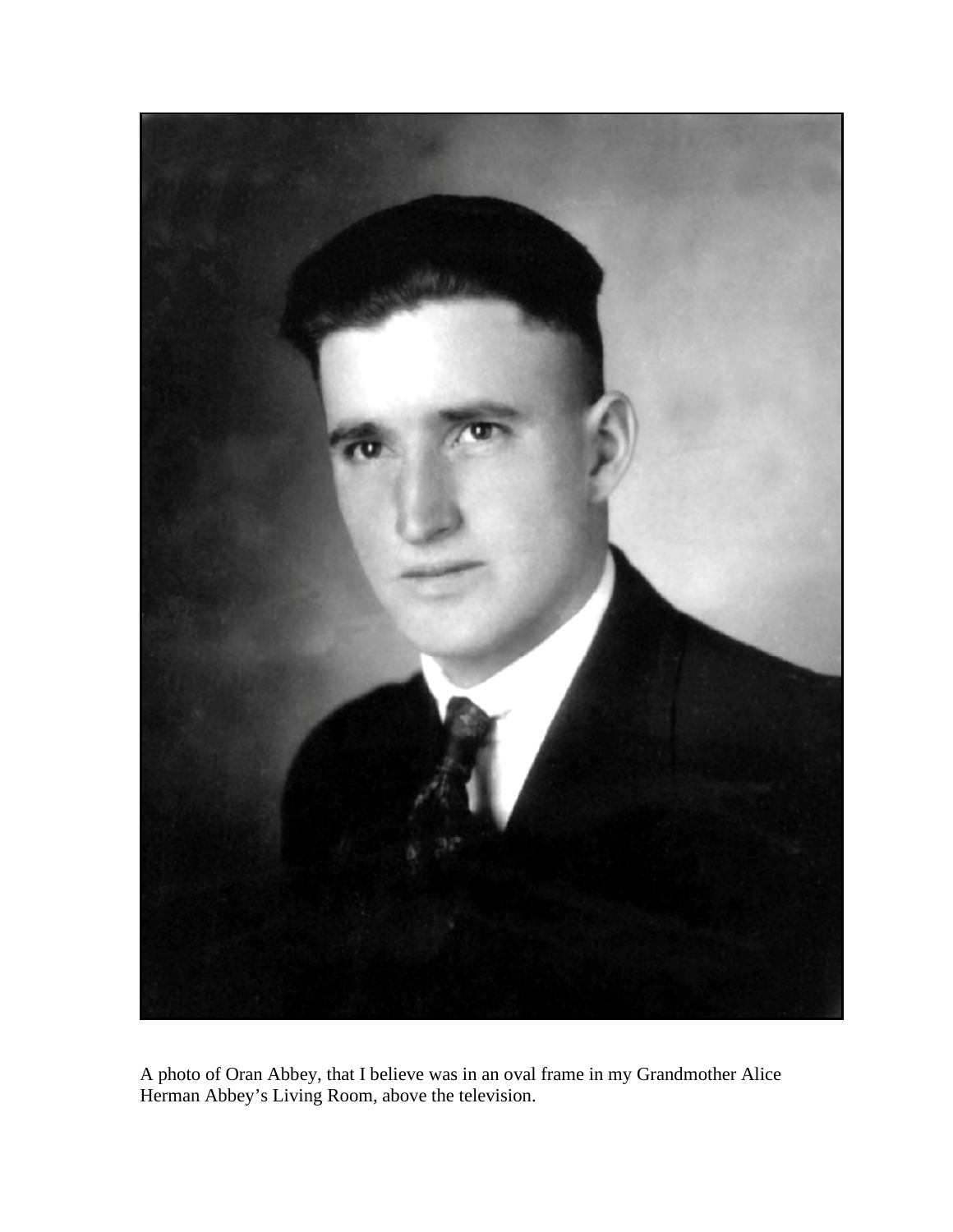A photo of Oran Abbey, that I believe was in an oval frame in my Grandmother Alice Herman Abbey's Living Room, above the television.